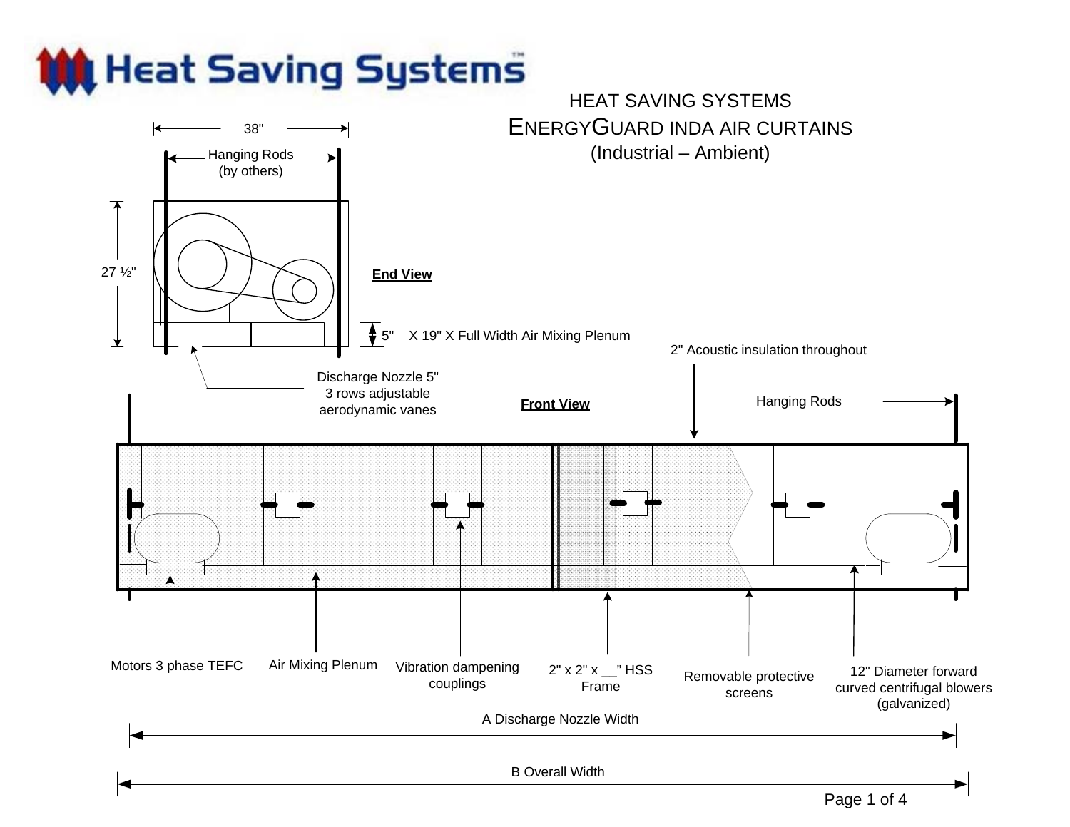Heat Saving Systems™

# HEAT SAVING SYSTEMS
# ENERGYGUARD INDA AIR CURTAINS
## (Industrial – Ambient)

**End View**

38"

Hanging Rods (by others)

27 ½"

5" X 19" X Full Width Air Mixing Plenum

Discharge Nozzle 5"
3 rows adjustable aerodynamic vanes

**Front View**

2" Acoustic insulation throughout

Hanging Rods

Motors 3 phase TEFC

Air Mixing Plenum

Vibration dampening couplings

2" x 2" x __" HSS Frame

Removable protective screens

12" Diameter forward curved centrifugal blowers (galvanized)

A Discharge Nozzle Width

B Overall Width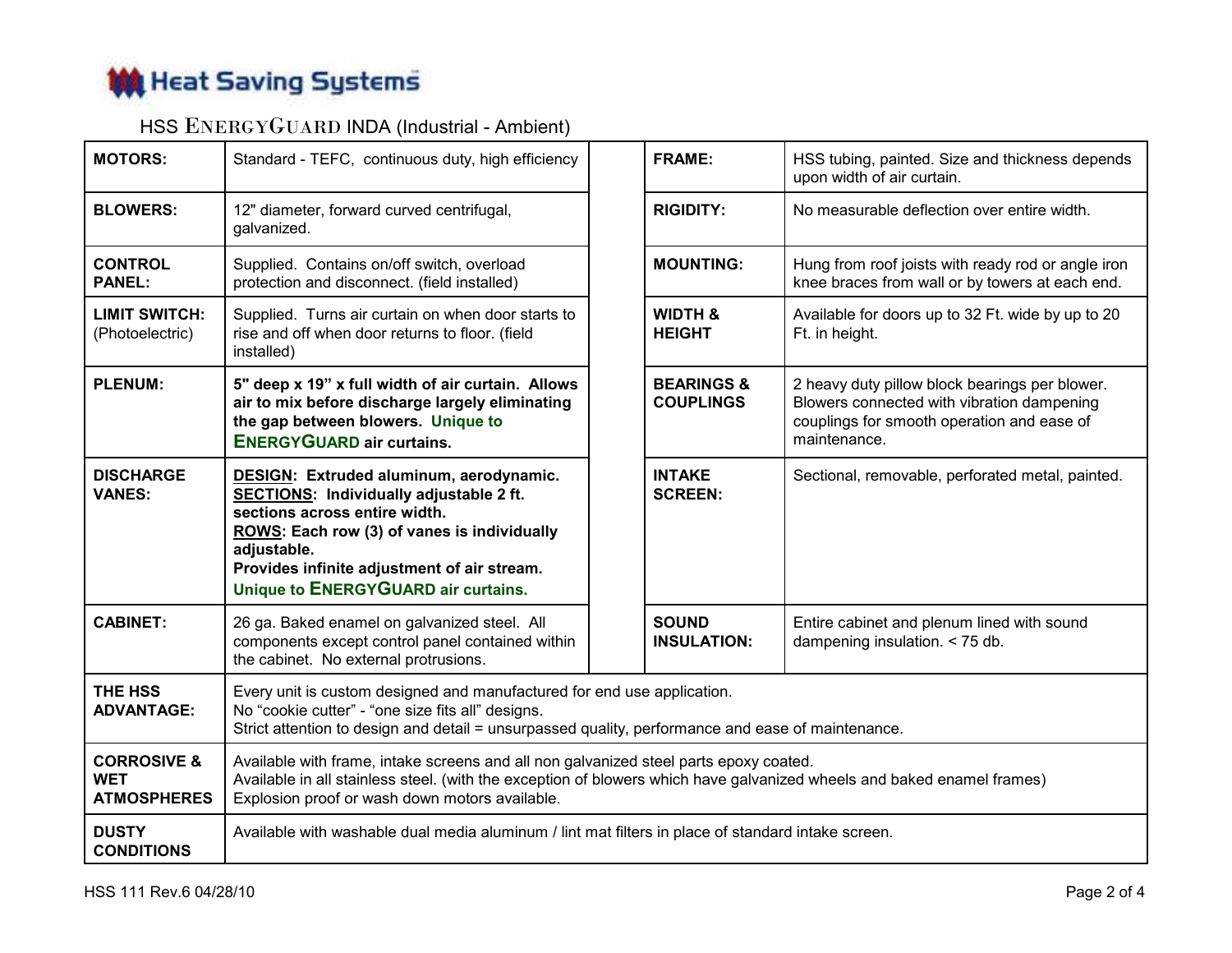# Heat Saving Systems

## HSS ENERGYGUARD INDA (Industrial - Ambient)

| | | | | |
|---|---|---|---|---|
| **MOTORS:** | Standard - TEFC, continuous duty, high efficiency | | **FRAME:** | HSS tubing, painted. Size and thickness depends upon width of air curtain. |
| **BLOWERS:** | 12" diameter, forward curved centrifugal, galvanized. | | **RIGIDITY:** | No measurable deflection over entire width. |
| **CONTROL PANEL:** | Supplied. Contains on/off switch, overload protection and disconnect. (field installed) | | **MOUNTING:** | Hung from roof joists with ready rod or angle iron knee braces from wall or by towers at each end. |
| **LIMIT SWITCH:** (Photoelectric) | Supplied. Turns air curtain on when door starts to rise and off when door returns to floor. (field installed) | | **WIDTH & HEIGHT** | Available for doors up to 32 Ft. wide by up to 20 Ft. in height. |
| **PLENUM:** | **5" deep x 19" x full width of air curtain. Allows air to mix before discharge largely eliminating the gap between blowers. Unique to ENERGYGUARD air curtains.** | | **BEARINGS & COUPLINGS** | 2 heavy duty pillow block bearings per blower. Blowers connected with vibration dampening couplings for smooth operation and ease of maintenance. |
| **DISCHARGE VANES:** | **DESIGN: Extruded aluminum, aerodynamic.** <br> **SECTIONS: Individually adjustable 2 ft. sections across entire width.** <br> **ROWS: Each row (3) of vanes is individually adjustable.** <br> **Provides infinite adjustment of air stream.** <br> **Unique to ENERGYGUARD air curtains.** | | **INTAKE SCREEN:** | Sectional, removable, perforated metal, painted. |
| **CABINET:** | 26 ga. Baked enamel on galvanized steel. All components except control panel contained within the cabinet. No external protrusions. | | **SOUND INSULATION:** | Entire cabinet and plenum lined with sound dampening insulation. < 75 db. |

| | |
|---|---|
| **THE HSS ADVANTAGE:** | Every unit is custom designed and manufactured for end use application. <br> No "cookie cutter" - "one size fits all" designs. <br> Strict attention to design and detail = unsurpassed quality, performance and ease of maintenance. |
| **CORROSIVE & WET ATMOSPHERES** | Available with frame, intake screens and all non galvanized steel parts epoxy coated. <br> Available in all stainless steel. (with the exception of blowers which have galvanized wheels and baked enamel frames) <br> Explosion proof or wash down motors available. |
| **DUSTY CONDITIONS** | Available with washable dual media aluminum / lint mat filters in place of standard intake screen. |

HSS 111 Rev.6 04/28/10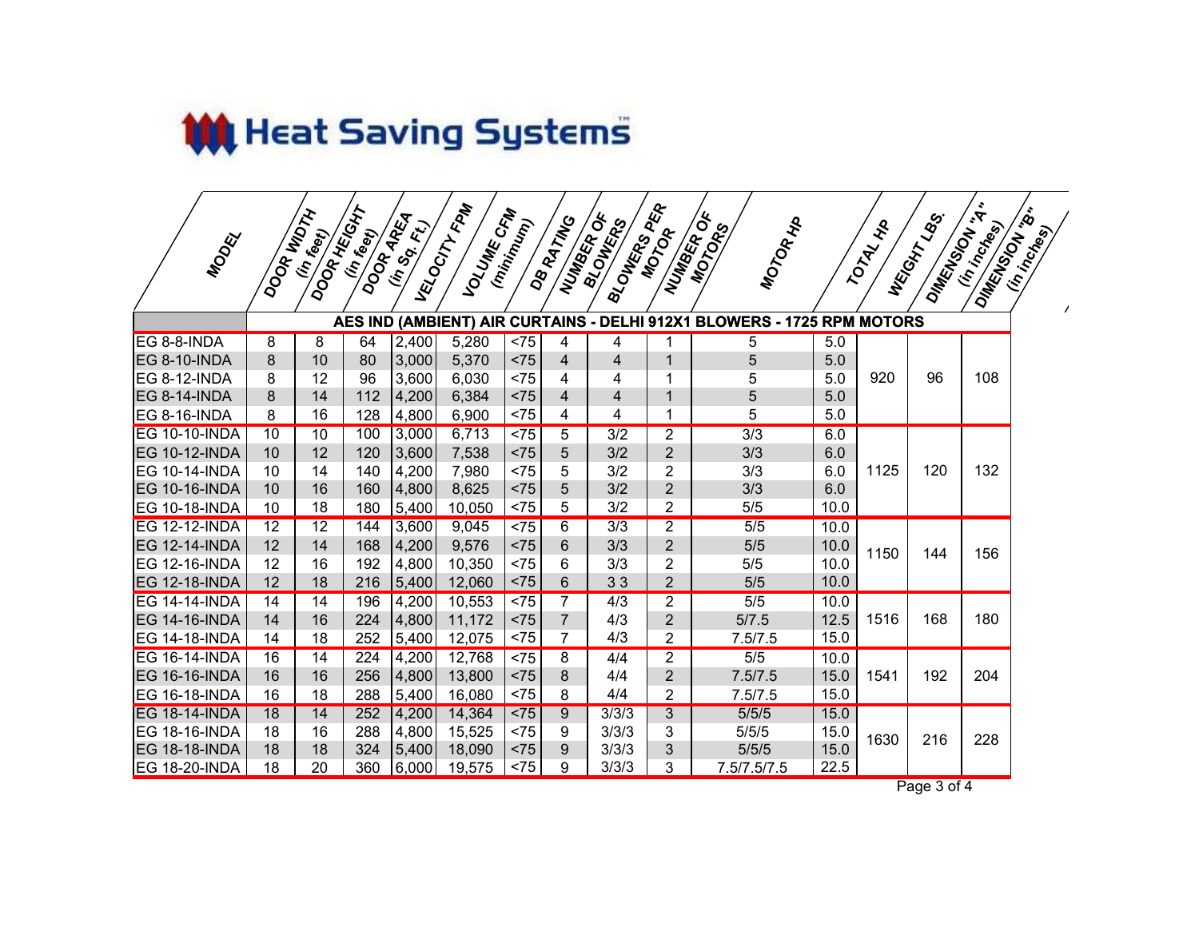# Heat Saving Systems™

| MODEL | DOOR WIDTH (in feet) | DOOR HEIGHT (in feet) | DOOR AREA (in Sq. Ft.) | VELOCITY FPM | VOLUME CFM (minimum) | DB RATING | NUMBER OF BLOWERS | BLOWERS PER MOTOR | NUMBER OF MOTORS | MOTOR HP | TOTAL HP | WEIGHT LBS. | DIMENSION "A" (in inches) | DIMENSION "B" (in inches) |
|---|---|---|---|---|---|---|---|---|---|---|---|---|---|---|
| | **AES IND (AMBIENT) AIR CURTAINS - DELHI 912X1 BLOWERS - 1725 RPM MOTORS** | | | | | | | | | | | | | |
| EG 8-8-INDA | 8 | 8 | 64 | 2,400 | 5,280 | <75 | 4 | 4 | 1 | 5 | 5.0 | 920 | 96 | 108 |
| EG 8-10-INDA | 8 | 10 | 80 | 3,000 | 5,370 | <75 | 4 | 4 | 1 | 5 | 5.0 | | | |
| EG 8-12-INDA | 8 | 12 | 96 | 3,600 | 6,030 | <75 | 4 | 4 | 1 | 5 | 5.0 | | | |
| EG 8-14-INDA | 8 | 14 | 112 | 4,200 | 6,384 | <75 | 4 | 4 | 1 | 5 | 5.0 | | | |
| EG 8-16-INDA | 8 | 16 | 128 | 4,800 | 6,900 | <75 | 4 | 4 | 1 | 5 | 5.0 | | | |
| EG 10-10-INDA | 10 | 10 | 100 | 3,000 | 6,713 | <75 | 5 | 3/2 | 2 | 3/3 | 6.0 | 1125 | 120 | 132 |
| EG 10-12-INDA | 10 | 12 | 120 | 3,600 | 7,538 | <75 | 5 | 3/2 | 2 | 3/3 | 6.0 | | | |
| EG 10-14-INDA | 10 | 14 | 140 | 4,200 | 7,980 | <75 | 5 | 3/2 | 2 | 3/3 | 6.0 | | | |
| EG 10-16-INDA | 10 | 16 | 160 | 4,800 | 8,625 | <75 | 5 | 3/2 | 2 | 3/3 | 6.0 | | | |
| EG 10-18-INDA | 10 | 18 | 180 | 5,400 | 10,050 | <75 | 5 | 3/2 | 2 | 5/5 | 10.0 | | | |
| EG 12-12-INDA | 12 | 12 | 144 | 3,600 | 9,045 | <75 | 6 | 3/3 | 2 | 5/5 | 10.0 | 1150 | 144 | 156 |
| EG 12-14-INDA | 12 | 14 | 168 | 4,200 | 9,576 | <75 | 6 | 3/3 | 2 | 5/5 | 10.0 | | | |
| EG 12-16-INDA | 12 | 16 | 192 | 4,800 | 10,350 | <75 | 6 | 3/3 | 2 | 5/5 | 10.0 | | | |
| EG 12-18-INDA | 12 | 18 | 216 | 5,400 | 12,060 | <75 | 6 | 3 3 | 2 | 5/5 | 10.0 | | | |
| EG 14-14-INDA | 14 | 14 | 196 | 4,200 | 10,553 | <75 | 7 | 4/3 | 2 | 5/5 | 10.0 | 1516 | 168 | 180 |
| EG 14-16-INDA | 14 | 16 | 224 | 4,800 | 11,172 | <75 | 7 | 4/3 | 2 | 5/7.5 | 12.5 | | | |
| EG 14-18-INDA | 14 | 18 | 252 | 5,400 | 12,075 | <75 | 7 | 4/3 | 2 | 7.5/7.5 | 15.0 | | | |
| EG 16-14-INDA | 16 | 14 | 224 | 4,200 | 12,768 | <75 | 8 | 4/4 | 2 | 5/5 | 10.0 | 1541 | 192 | 204 |
| EG 16-16-INDA | 16 | 16 | 256 | 4,800 | 13,800 | <75 | 8 | 4/4 | 2 | 7.5/7.5 | 15.0 | | | |
| EG 16-18-INDA | 16 | 18 | 288 | 5,400 | 16,080 | <75 | 8 | 4/4 | 2 | 7.5/7.5 | 15.0 | | | |
| EG 18-14-INDA | 18 | 14 | 252 | 4,200 | 14,364 | <75 | 9 | 3/3/3 | 3 | 5/5/5 | 15.0 | 1630 | 216 | 228 |
| EG 18-16-INDA | 18 | 16 | 288 | 4,800 | 15,525 | <75 | 9 | 3/3/3 | 3 | 5/5/5 | 15.0 | | | |
| EG 18-18-INDA | 18 | 18 | 324 | 5,400 | 18,090 | <75 | 9 | 3/3/3 | 3 | 5/5/5 | 15.0 | | | |
| EG 18-20-INDA | 18 | 20 | 360 | 6,000 | 19,575 | <75 | 9 | 3/3/3 | 3 | 7.5/7.5/7.5 | 22.5 | | | |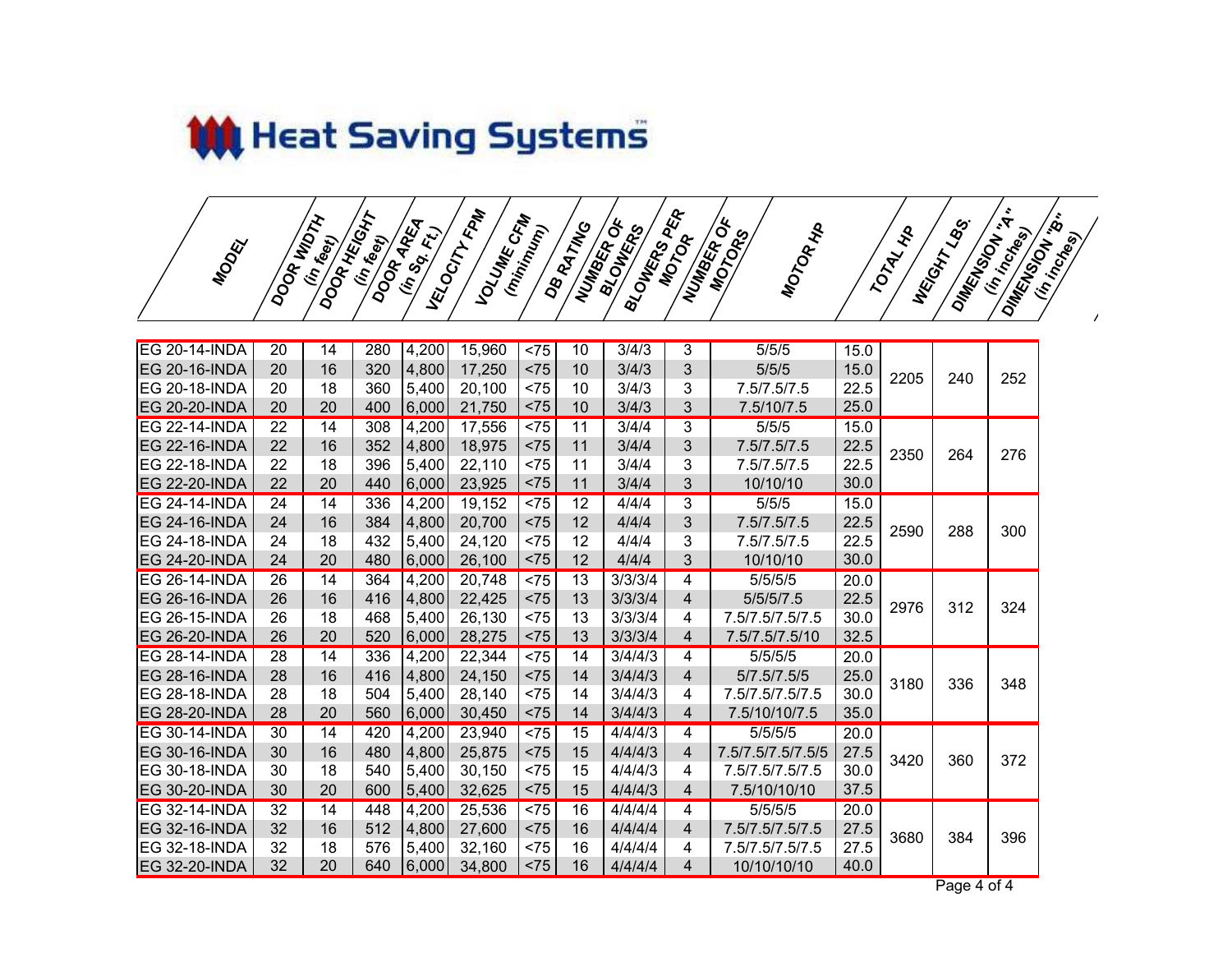# Heat Saving Systems™

| MODEL | DOOR WIDTH (in feet) | DOOR HEIGHT (in feet) | DOOR AREA (in Sq. Ft.) | VELOCITY FPM | VOLUME CFM (minimum) | DB RATING | NUMBER OF BLOWERS | BLOWERS PER MOTOR | NUMBER OF MOTORS | MOTOR HP | TOTAL HP | WEIGHT LBS. | DIMENSION "A" (in inches) | DIMENSION "B" (in inches) |
|---|---|---|---|---|---|---|---|---|---|---|---|---|---|---|
| EG 20-14-INDA | 20 | 14 | 280 | 4,200 | 15,960 | <75 | 10 | 3/4/3 | 3 | 5/5/5 | 15.0 | 2205 | 240 | 252 |
| EG 20-16-INDA | 20 | 16 | 320 | 4,800 | 17,250 | <75 | 10 | 3/4/3 | 3 | 5/5/5 | 15.0 | | | |
| EG 20-18-INDA | 20 | 18 | 360 | 5,400 | 20,100 | <75 | 10 | 3/4/3 | 3 | 7.5/7.5/7.5 | 22.5 | | | |
| EG 20-20-INDA | 20 | 20 | 400 | 6,000 | 21,750 | <75 | 10 | 3/4/3 | 3 | 7.5/10/7.5 | 25.0 | | | |
| EG 22-14-INDA | 22 | 14 | 308 | 4,200 | 17,556 | <75 | 11 | 3/4/4 | 3 | 5/5/5 | 15.0 | 2350 | 264 | 276 |
| EG 22-16-INDA | 22 | 16 | 352 | 4,800 | 18,975 | <75 | 11 | 3/4/4 | 3 | 7.5/7.5/7.5 | 22.5 | | | |
| EG 22-18-INDA | 22 | 18 | 396 | 5,400 | 22,110 | <75 | 11 | 3/4/4 | 3 | 7.5/7.5/7.5 | 22.5 | | | |
| EG 22-20-INDA | 22 | 20 | 440 | 6,000 | 23,925 | <75 | 11 | 3/4/4 | 3 | 10/10/10 | 30.0 | | | |
| EG 24-14-INDA | 24 | 14 | 336 | 4,200 | 19,152 | <75 | 12 | 4/4/4 | 3 | 5/5/5 | 15.0 | 2590 | 288 | 300 |
| EG 24-16-INDA | 24 | 16 | 384 | 4,800 | 20,700 | <75 | 12 | 4/4/4 | 3 | 7.5/7.5/7.5 | 22.5 | | | |
| EG 24-18-INDA | 24 | 18 | 432 | 5,400 | 24,120 | <75 | 12 | 4/4/4 | 3 | 7.5/7.5/7.5 | 22.5 | | | |
| EG 24-20-INDA | 24 | 20 | 480 | 6,000 | 26,100 | <75 | 12 | 4/4/4 | 3 | 10/10/10 | 30.0 | | | |
| EG 26-14-INDA | 26 | 14 | 364 | 4,200 | 20,748 | <75 | 13 | 3/3/3/4 | 4 | 5/5/5/5 | 20.0 | 2976 | 312 | 324 |
| EG 26-16-INDA | 26 | 16 | 416 | 4,800 | 22,425 | <75 | 13 | 3/3/3/4 | 4 | 5/5/5/7.5 | 22.5 | | | |
| EG 26-15-INDA | 26 | 18 | 468 | 5,400 | 26,130 | <75 | 13 | 3/3/3/4 | 4 | 7.5/7.5/7.5/7.5 | 30.0 | | | |
| EG 26-20-INDA | 26 | 20 | 520 | 6,000 | 28,275 | <75 | 13 | 3/3/3/4 | 4 | 7.5/7.5/7.5/10 | 32.5 | | | |
| EG 28-14-INDA | 28 | 14 | 336 | 4,200 | 22,344 | <75 | 14 | 3/4/4/3 | 4 | 5/5/5/5 | 20.0 | 3180 | 336 | 348 |
| EG 28-16-INDA | 28 | 16 | 416 | 4,800 | 24,150 | <75 | 14 | 3/4/4/3 | 4 | 5/7.5/7.5/5 | 25.0 | | | |
| EG 28-18-INDA | 28 | 18 | 504 | 5,400 | 28,140 | <75 | 14 | 3/4/4/3 | 4 | 7.5/7.5/7.5/7.5 | 30.0 | | | |
| EG 28-20-INDA | 28 | 20 | 560 | 6,000 | 30,450 | <75 | 14 | 3/4/4/3 | 4 | 7.5/10/10/7.5 | 35.0 | | | |
| EG 30-14-INDA | 30 | 14 | 420 | 4,200 | 23,940 | <75 | 15 | 4/4/4/3 | 4 | 5/5/5/5 | 20.0 | 3420 | 360 | 372 |
| EG 30-16-INDA | 30 | 16 | 480 | 4,800 | 25,875 | <75 | 15 | 4/4/4/3 | 4 | 7.5/7.5/7.5/7.5/5 | 27.5 | | | |
| EG 30-18-INDA | 30 | 18 | 540 | 5,400 | 30,150 | <75 | 15 | 4/4/4/3 | 4 | 7.5/7.5/7.5/7.5 | 30.0 | | | |
| EG 30-20-INDA | 30 | 20 | 600 | 5,400 | 32,625 | <75 | 15 | 4/4/4/3 | 4 | 7.5/10/10/10 | 37.5 | | | |
| EG 32-14-INDA | 32 | 14 | 448 | 4,200 | 25,536 | <75 | 16 | 4/4/4/4 | 4 | 5/5/5/5 | 20.0 | 3680 | 384 | 396 |
| EG 32-16-INDA | 32 | 16 | 512 | 4,800 | 27,600 | <75 | 16 | 4/4/4/4 | 4 | 7.5/7.5/7.5/7.5 | 27.5 | | | |
| EG 32-18-INDA | 32 | 18 | 576 | 5,400 | 32,160 | <75 | 16 | 4/4/4/4 | 4 | 7.5/7.5/7.5/7.5 | 27.5 | | | |
| EG 32-20-INDA | 32 | 20 | 640 | 6,000 | 34,800 | <75 | 16 | 4/4/4/4 | 4 | 10/10/10/10 | 40.0 | | | |